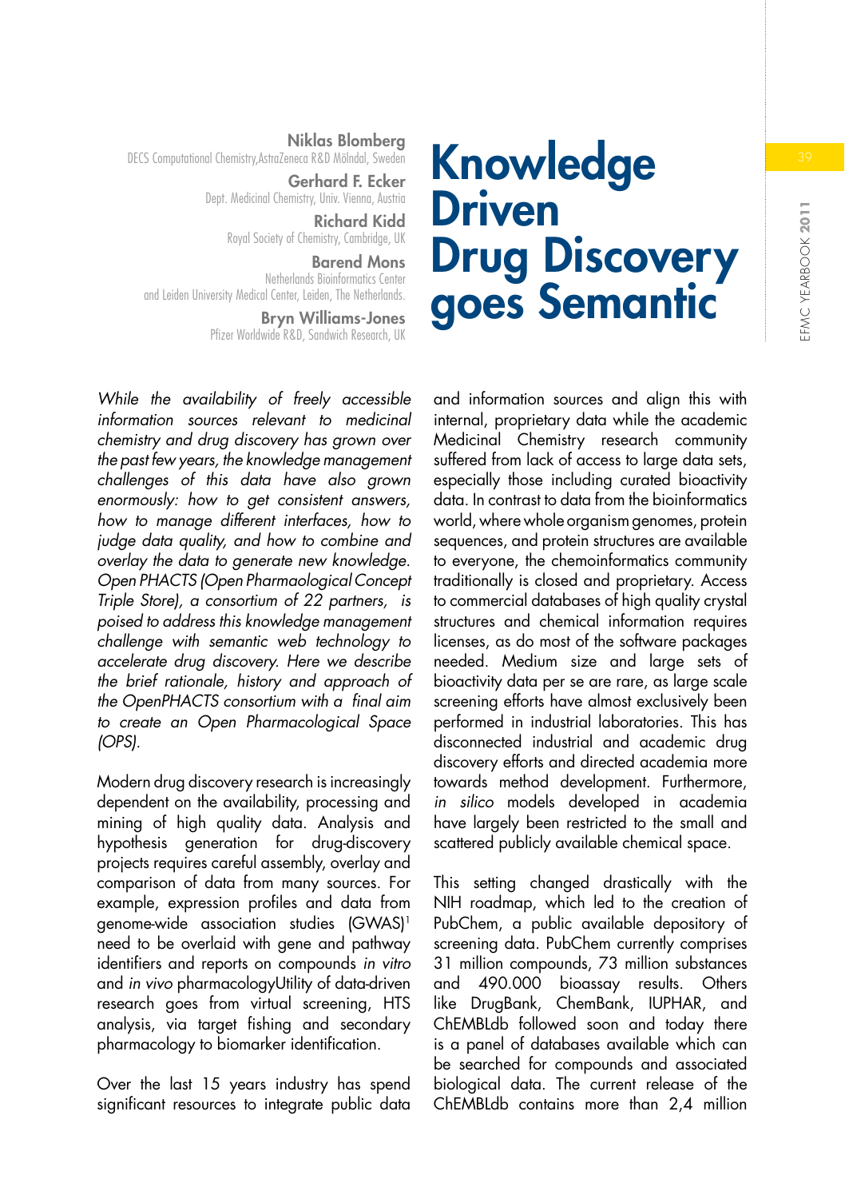# Knowledge Driven Drug Discovery goes Semantic

**Niklas Blomberg**
DECS Computational Chemistry,AstraZeneca R&D Mölndal, Sweden

**Gerhard F. Ecker**
Dept. Medicinal Chemistry, Univ. Vienna, Austria

**Richard Kidd**
Royal Society of Chemistry, Cambridge, UK

**Barend Mons**
Netherlands Bioinformatics Center and Leiden University Medical Center, Leiden, The Netherlands.

**Bryn Williams-Jones**
Pfizer Worldwide R&D, Sandwich Research, UK

*While the availability of freely accessible information sources relevant to medicinal chemistry and drug discovery has grown over the past few years, the knowledge management challenges of this data have also grown enormously: how to get consistent answers, how to manage different interfaces, how to judge data quality, and how to combine and overlay the data to generate new knowledge. Open PHACTS (Open Pharmaological Concept Triple Store), a consortium of 22 partners, is poised to address this knowledge management challenge with semantic web technology to accelerate drug discovery. Here we describe the brief rationale, history and approach of the OpenPHACTS consortium with a final aim to create an Open Pharmacological Space (OPS).*

Modern drug discovery research is increasingly dependent on the availability, processing and mining of high quality data. Analysis and hypothesis generation for drug-discovery projects requires careful assembly, overlay and comparison of data from many sources. For example, expression profiles and data from genome-wide association studies (GWAS)[1] need to be overlaid with gene and pathway identifiers and reports on compounds *in vitro* and *in vivo* pharmacologyUtility of data-driven research goes from virtual screening, HTS analysis, via target fishing and secondary pharmacology to biomarker identification.

Over the last 15 years industry has spend significant resources to integrate public data and information sources and align this with internal, proprietary data while the academic Medicinal Chemistry research community suffered from lack of access to large data sets, especially those including curated bioactivity data. In contrast to data from the bioinformatics world, where whole organism genomes, protein sequences, and protein structures are available to everyone, the chemoinformatics community traditionally is closed and proprietary. Access to commercial databases of high quality crystal structures and chemical information requires licenses, as do most of the software packages needed. Medium size and large sets of bioactivity data per se are rare, as large scale screening efforts have almost exclusively been performed in industrial laboratories. This has disconnected industrial and academic drug discovery efforts and directed academia more towards method development. Furthermore, *in silico* models developed in academia have largely been restricted to the small and scattered publicly available chemical space.

This setting changed drastically with the NIH roadmap, which led to the creation of PubChem, a public available depository of screening data. PubChem currently comprises 31 million compounds, 73 million substances and 490.000 bioassay results. Others like DrugBank, ChemBank, IUPHAR, and ChEMBLdb followed soon and today there is a panel of databases available which can be searched for compounds and associated biological data. The current release of the ChEMBLdb contains more than 2,4 million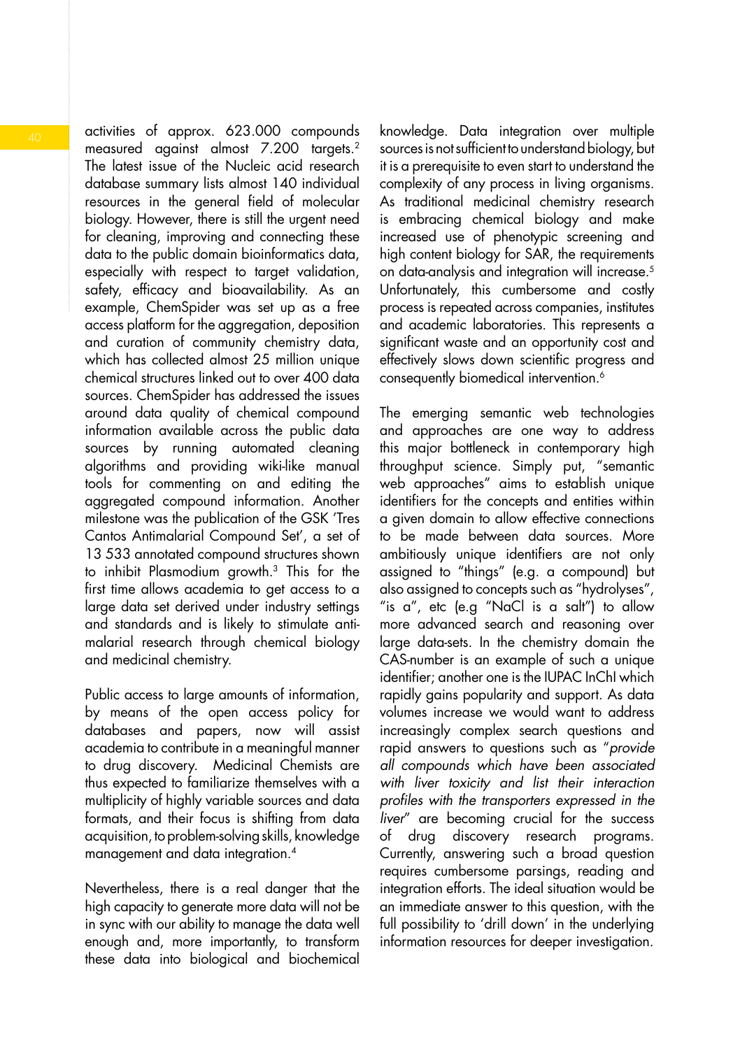activities of approx. 623.000 compounds measured against almost 7.200 targets.[2] The latest issue of the Nucleic acid research database summary lists almost 140 individual resources in the general field of molecular biology. However, there is still the urgent need for cleaning, improving and connecting these data to the public domain bioinformatics data, especially with respect to target validation, safety, efficacy and bioavailability. As an example, ChemSpider was set up as a free access platform for the aggregation, deposition and curation of community chemistry data, which has collected almost 25 million unique chemical structures linked out to over 400 data sources. ChemSpider has addressed the issues around data quality of chemical compound information available across the public data sources by running automated cleaning algorithms and providing wiki-like manual tools for commenting on and editing the aggregated compound information. Another milestone was the publication of the GSK 'Tres Cantos Antimalarial Compound Set', a set of 13 533 annotated compound structures shown to inhibit Plasmodium growth.[3] This for the first time allows academia to get access to a large data set derived under industry settings and standards and is likely to stimulate anti-malarial research through chemical biology and medicinal chemistry.

Public access to large amounts of information, by means of the open access policy for databases and papers, now will assist academia to contribute in a meaningful manner to drug discovery. Medicinal Chemists are thus expected to familiarize themselves with a multiplicity of highly variable sources and data formats, and their focus is shifting from data acquisition, to problem-solving skills, knowledge management and data integration.[4]

Nevertheless, there is a real danger that the high capacity to generate more data will not be in sync with our ability to manage the data well enough and, more importantly, to transform these data into biological and biochemical knowledge. Data integration over multiple sources is not sufficient to understand biology, but it is a prerequisite to even start to understand the complexity of any process in living organisms. As traditional medicinal chemistry research is embracing chemical biology and make increased use of phenotypic screening and high content biology for SAR, the requirements on data-analysis and integration will increase.[5] Unfortunately, this cumbersome and costly process is repeated across companies, institutes and academic laboratories. This represents a significant waste and an opportunity cost and effectively slows down scientific progress and consequently biomedical intervention.[6]

The emerging semantic web technologies and approaches are one way to address this major bottleneck in contemporary high throughput science. Simply put, "semantic web approaches" aims to establish unique identifiers for the concepts and entities within a given domain to allow effective connections to be made between data sources. More ambitiously unique identifiers are not only assigned to "things" (e.g. a compound) but also assigned to concepts such as "hydrolyses", "is a", etc (e.g "NaCl is a salt") to allow more advanced search and reasoning over large data-sets. In the chemistry domain the CAS-number is an example of such a unique identifier; another one is the IUPAC InChI which rapidly gains popularity and support. As data volumes increase we would want to address increasingly complex search questions and rapid answers to questions such as "*provide all compounds which have been associated with liver toxicity and list their interaction profiles with the transporters expressed in the liver*" are becoming crucial for the success of drug discovery research programs. Currently, answering such a broad question requires cumbersome parsings, reading and integration efforts. The ideal situation would be an immediate answer to this question, with the full possibility to 'drill down' in the underlying information resources for deeper investigation.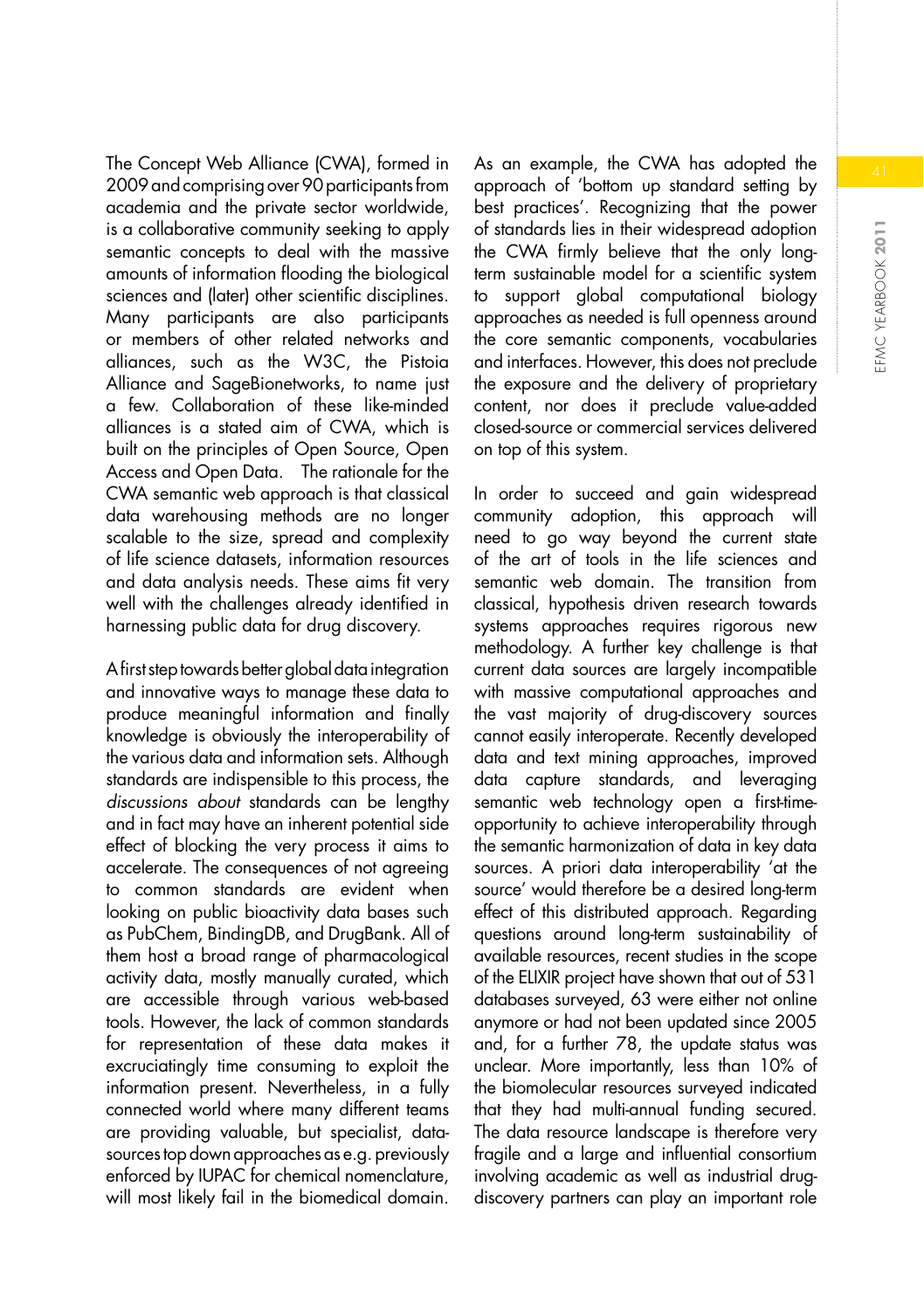The Concept Web Alliance (CWA), formed in 2009 and comprising over 90 participants from academia and the private sector worldwide, is a collaborative community seeking to apply semantic concepts to deal with the massive amounts of information flooding the biological sciences and (later) other scientific disciplines. Many participants are also participants or members of other related networks and alliances, such as the W3C, the Pistoia Alliance and SageBionetworks, to name just a few. Collaboration of these like-minded alliances is a stated aim of CWA, which is built on the principles of Open Source, Open Access and Open Data. The rationale for the CWA semantic web approach is that classical data warehousing methods are no longer scalable to the size, spread and complexity of life science datasets, information resources and data analysis needs. These aims fit very well with the challenges already identified in harnessing public data for drug discovery.

A first step towards better global data integration and innovative ways to manage these data to produce meaningful information and finally knowledge is obviously the interoperability of the various data and information sets. Although standards are indispensible to this process, the *discussions about* standards can be lengthy and in fact may have an inherent potential side effect of blocking the very process it aims to accelerate. The consequences of not agreeing to common standards are evident when looking on public bioactivity data bases such as PubChem, BindingDB, and DrugBank. All of them host a broad range of pharmacological activity data, mostly manually curated, which are accessible through various web-based tools. However, the lack of common standards for representation of these data makes it excruciatingly time consuming to exploit the information present. Nevertheless, in a fully connected world where many different teams are providing valuable, but specialist, data-sources top down approaches as e.g. previously enforced by IUPAC for chemical nomenclature, will most likely fail in the biomedical domain.

As an example, the CWA has adopted the approach of 'bottom up standard setting by best practices'. Recognizing that the power of standards lies in their widespread adoption the CWA firmly believe that the only long-term sustainable model for a scientific system to support global computational biology approaches as needed is full openness around the core semantic components, vocabularies and interfaces. However, this does not preclude the exposure and the delivery of proprietary content, nor does it preclude value-added closed-source or commercial services delivered on top of this system.

In order to succeed and gain widespread community adoption, this approach will need to go way beyond the current state of the art of tools in the life sciences and semantic web domain. The transition from classical, hypothesis driven research towards systems approaches requires rigorous new methodology. A further key challenge is that current data sources are largely incompatible with massive computational approaches and the vast majority of drug-discovery sources cannot easily interoperate. Recently developed data and text mining approaches, improved data capture standards, and leveraging semantic web technology open a first-time-opportunity to achieve interoperability through the semantic harmonization of data in key data sources. A priori data interoperability 'at the source' would therefore be a desired long-term effect of this distributed approach. Regarding questions around long-term sustainability of available resources, recent studies in the scope of the ELIXIR project have shown that out of 531 databases surveyed, 63 were either not online anymore or had not been updated since 2005 and, for a further 78, the update status was unclear. More importantly, less than 10% of the biomolecular resources surveyed indicated that they had multi-annual funding secured. The data resource landscape is therefore very fragile and a large and influential consortium involving academic as well as industrial drug-discovery partners can play an important role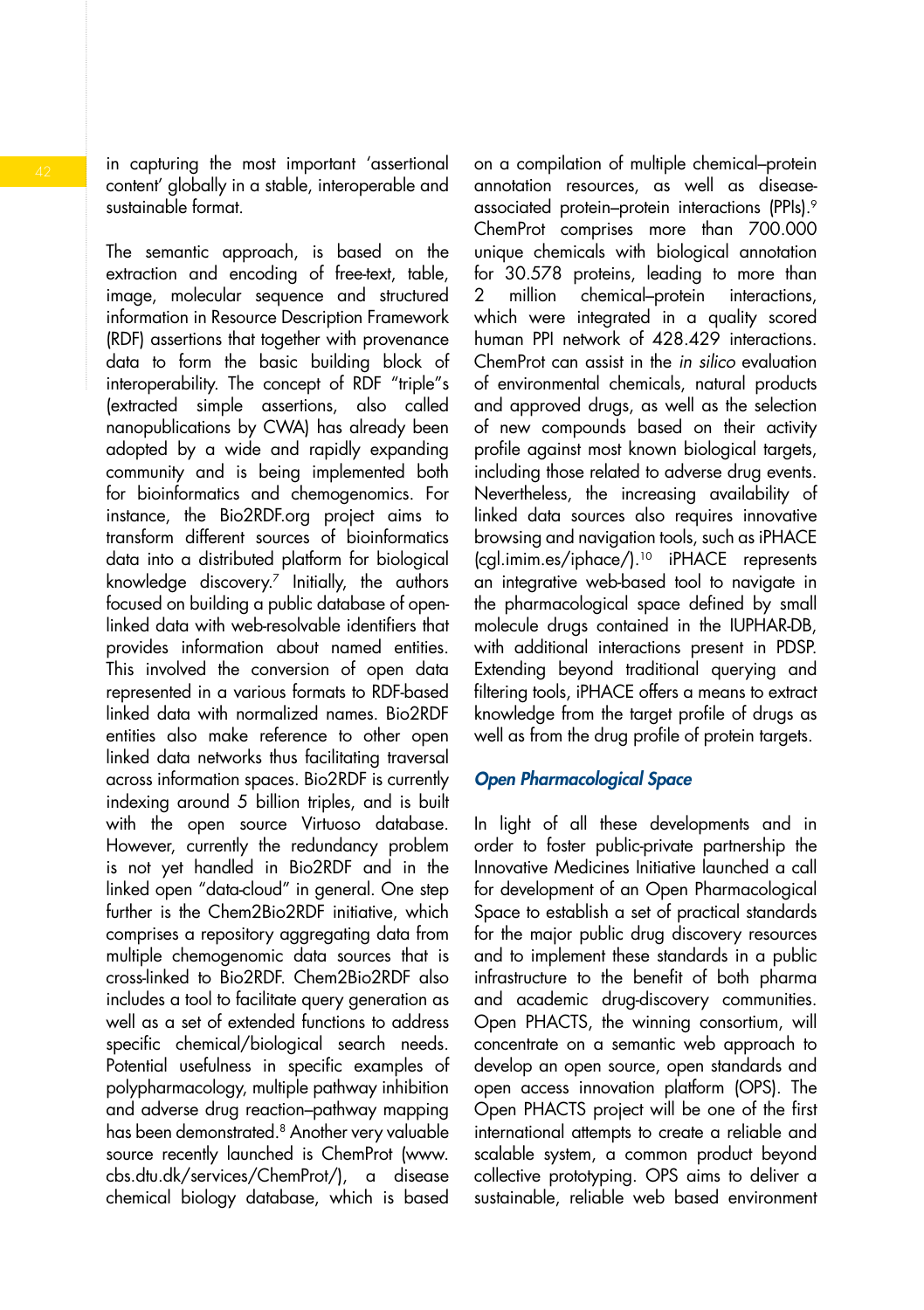in capturing the most important 'assertional content' globally in a stable, interoperable and sustainable format.

The semantic approach, is based on the extraction and encoding of free-text, table, image, molecular sequence and structured information in Resource Description Framework (RDF) assertions that together with provenance data to form the basic building block of interoperability. The concept of RDF "triple"s (extracted simple assertions, also called nanopublications by CWA) has already been adopted by a wide and rapidly expanding community and is being implemented both for bioinformatics and chemogenomics. For instance, the Bio2RDF.org project aims to transform different sources of bioinformatics data into a distributed platform for biological knowledge discovery.[7] Initially, the authors focused on building a public database of open-linked data with web-resolvable identifiers that provides information about named entities. This involved the conversion of open data represented in a various formats to RDF-based linked data with normalized names. Bio2RDF entities also make reference to other open linked data networks thus facilitating traversal across information spaces. Bio2RDF is currently indexing around 5 billion triples, and is built with the open source Virtuoso database. However, currently the redundancy problem is not yet handled in Bio2RDF and in the linked open "data-cloud" in general. One step further is the Chem2Bio2RDF initiative, which comprises a repository aggregating data from multiple chemogenomic data sources that is cross-linked to Bio2RDF. Chem2Bio2RDF also includes a tool to facilitate query generation as well as a set of extended functions to address specific chemical/biological search needs. Potential usefulness in specific examples of polypharmacology, multiple pathway inhibition and adverse drug reaction–pathway mapping has been demonstrated.[8] Another very valuable source recently launched is ChemProt (www.cbs.dtu.dk/services/ChemProt/), a disease chemical biology database, which is based on a compilation of multiple chemical–protein annotation resources, as well as disease-associated protein–protein interactions (PPIs).[9] ChemProt comprises more than 700.000 unique chemicals with biological annotation for 30.578 proteins, leading to more than 2 million chemical–protein interactions, which were integrated in a quality scored human PPI network of 428.429 interactions. ChemProt can assist in the *in silico* evaluation of environmental chemicals, natural products and approved drugs, as well as the selection of new compounds based on their activity profile against most known biological targets, including those related to adverse drug events. Nevertheless, the increasing availability of linked data sources also requires innovative browsing and navigation tools, such as iPHACE (cgl.imim.es/iphace/).[10] iPHACE represents an integrative web-based tool to navigate in the pharmacological space defined by small molecule drugs contained in the IUPHAR-DB, with additional interactions present in PDSP. Extending beyond traditional querying and filtering tools, iPHACE offers a means to extract knowledge from the target profile of drugs as well as from the drug profile of protein targets.

### *Open Pharmacological Space*

In light of all these developments and in order to foster public-private partnership the Innovative Medicines Initiative launched a call for development of an Open Pharmacological Space to establish a set of practical standards for the major public drug discovery resources and to implement these standards in a public infrastructure to the benefit of both pharma and academic drug-discovery communities. Open PHACTS, the winning consortium, will concentrate on a semantic web approach to develop an open source, open standards and open access innovation platform (OPS). The Open PHACTS project will be one of the first international attempts to create a reliable and scalable system, a common product beyond collective prototyping. OPS aims to deliver a sustainable, reliable web based environment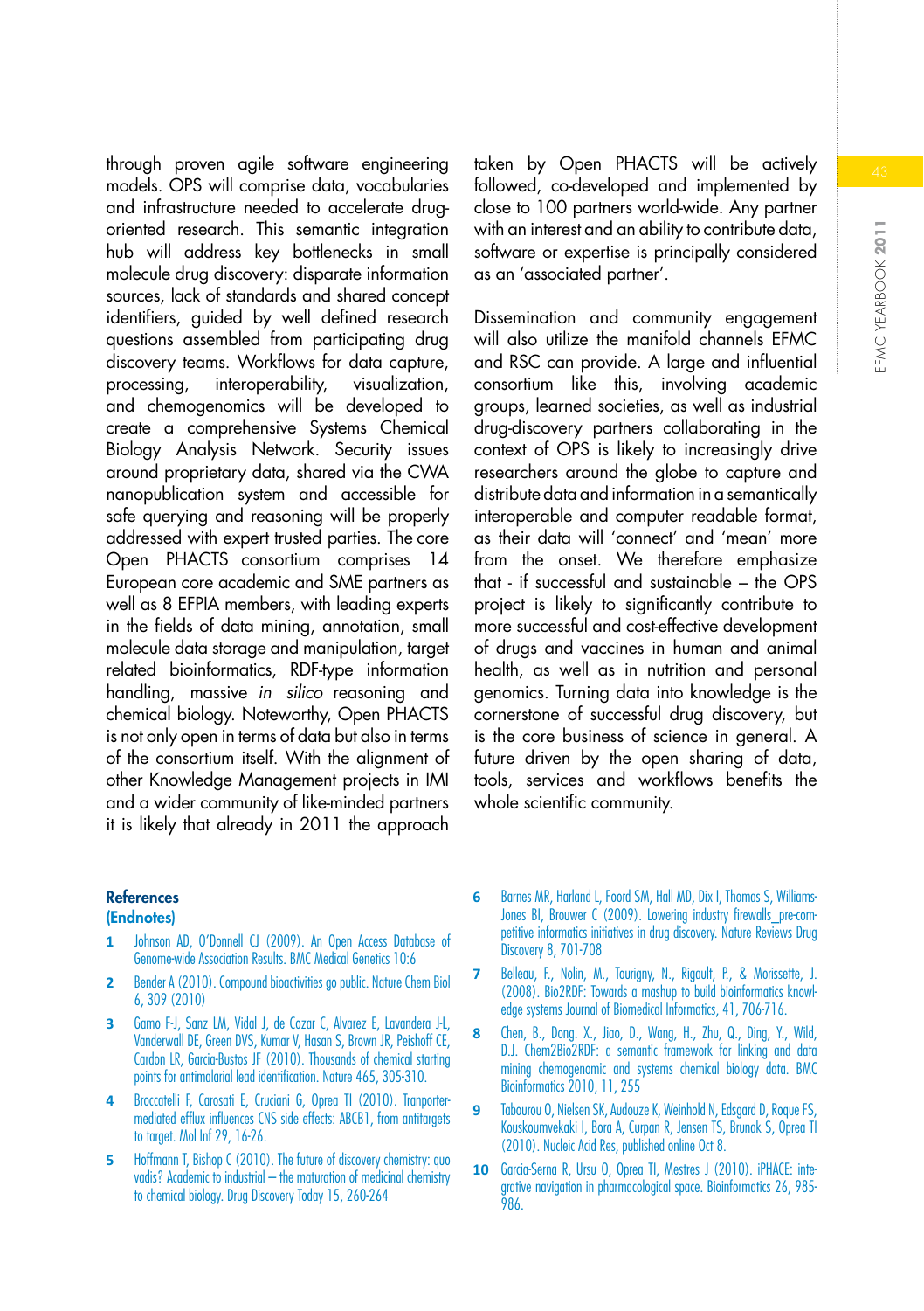through proven agile software engineering models. OPS will comprise data, vocabularies and infrastructure needed to accelerate drug-oriented research. This semantic integration hub will address key bottlenecks in small molecule drug discovery: disparate information sources, lack of standards and shared concept identifiers, guided by well defined research questions assembled from participating drug discovery teams. Workflows for data capture, processing, interoperability, visualization, and chemogenomics will be developed to create a comprehensive Systems Chemical Biology Analysis Network. Security issues around proprietary data, shared via the CWA nanopublication system and accessible for safe querying and reasoning will be properly addressed with expert trusted parties. The core Open PHACTS consortium comprises 14 European core academic and SME partners as well as 8 EFPIA members, with leading experts in the fields of data mining, annotation, small molecule data storage and manipulation, target related bioinformatics, RDF-type information handling, massive *in silico* reasoning and chemical biology. Noteworthy, Open PHACTS is not only open in terms of data but also in terms of the consortium itself. With the alignment of other Knowledge Management projects in IMI and a wider community of like-minded partners it is likely that already in 2011 the approach taken by Open PHACTS will be actively followed, co-developed and implemented by close to 100 partners world-wide. Any partner with an interest and an ability to contribute data, software or expertise is principally considered as an 'associated partner'.

Dissemination and community engagement will also utilize the manifold channels EFMC and RSC can provide. A large and influential consortium like this, involving academic groups, learned societies, as well as industrial drug-discovery partners collaborating in the context of OPS is likely to increasingly drive researchers around the globe to capture and distribute data and information in a semantically interoperable and computer readable format, as their data will 'connect' and 'mean' more from the onset. We therefore emphasize that - if successful and sustainable – the OPS project is likely to significantly contribute to more successful and cost-effective development of drugs and vaccines in human and animal health, as well as in nutrition and personal genomics. Turning data into knowledge is the cornerstone of successful drug discovery, but is the core business of science in general. A future driven by the open sharing of data, tools, services and workflows benefits the whole scientific community.

## References (Endnotes)

1. Johnson AD, O'Donnell CJ (2009). An Open Access Database of Genome-wide Association Results. BMC Medical Genetics 10:6
2. Bender A (2010). Compound bioactivities go public. Nature Chem Biol 6, 309 (2010)
3. Gamo F-J, Sanz LM, Vidal J, de Cozar C, Alvarez E, Lavandera J-L, Vanderwall DE, Green DVS, Kumar V, Hasan S, Brown JR, Peishoff CE, Cardon LR, Garcia-Bustos JF (2010). Thousands of chemical starting points for antimalarial lead identification. Nature 465, 305-310.
4. Broccatelli F, Carosati E, Cruciani G, Oprea TI (2010). Tranporter-mediated efflux influences CNS side effects: ABCB1, from antitargets to target. Mol Inf 29, 16-26.
5. Hoffmann T, Bishop C (2010). The future of discovery chemistry: quo vadis? Academic to industrial – the maturation of medicinal chemistry to chemical biology. Drug Discovery Today 15, 260-264
6. Barnes MR, Harland L, Foord SM, Hall MD, Dix I, Thomas S, Williams-Jones BI, Brouwer C (2009). Lowering industry firewalls_pre-competitive informatics initiatives in drug discovery. Nature Reviews Drug Discovery 8, 701-708
7. Belleau, F., Nolin, M., Tourigny, N., Rigault, P., & Morissette, J. (2008). Bio2RDF: Towards a mashup to build bioinformatics knowledge systems Journal of Biomedical Informatics, 41, 706-716.
8. Chen, B., Dong. X., Jiao, D., Wang, H., Zhu, Q., Ding, Y., Wild, D.J. Chem2Bio2RDF: a semantic framework for linking and data mining chemogenomic and systems chemical biology data. BMC Bioinformatics 2010, 11, 255
9. Tabourou O, Nielsen SK, Audouze K, Weinhold N, Edsgard D, Roque FS, Kouskoumvekaki I, Bora A, Curpan R, Jensen TS, Brunak S, Oprea TI (2010). Nucleic Acid Res, published online Oct 8.
10. Garcia-Serna R, Ursu O, Oprea TI, Mestres J (2010). iPHACE: integrative navigation in pharmacological space. Bioinformatics 26, 985-986.